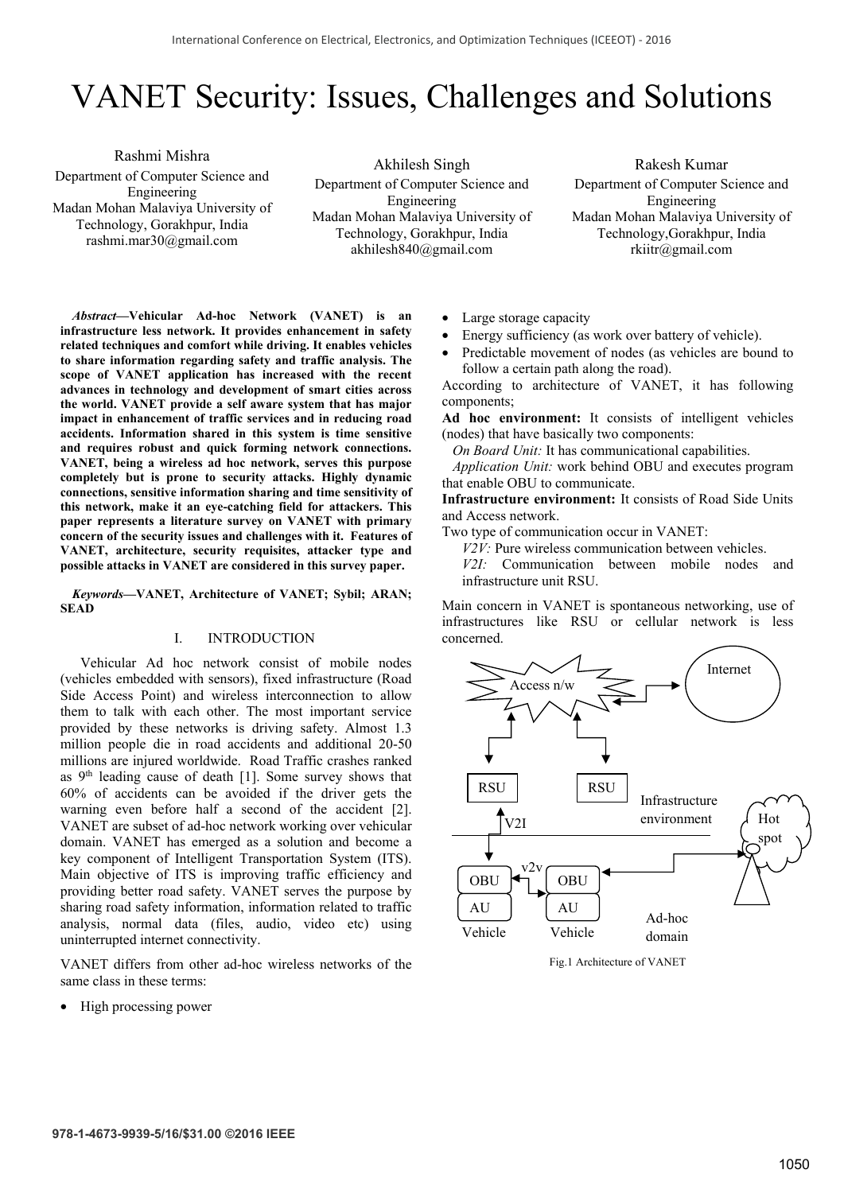# VANET Security: Issues, Challenges and Solutions

Rashmi Mishra
Department of Computer Science and Engineering
Madan Mohan Malaviya University of Technology, Gorakhpur, India
rashmi.mar30@gmail.com

Akhilesh Singh
Department of Computer Science and Engineering
Madan Mohan Malaviya University of Technology, Gorakhpur, India
akhilesh840@gmail.com

Rakesh Kumar
Department of Computer Science and Engineering
Madan Mohan Malaviya University of Technology,Gorakhpur, India
rkiitr@gmail.com

***Abstract*—Vehicular Ad-hoc Network (VANET) is an infrastructure less network. It provides enhancement in safety related techniques and comfort while driving. It enables vehicles to share information regarding safety and traffic analysis. The scope of VANET application has increased with the recent advances in technology and development of smart cities across the world. VANET provide a self aware system that has major impact in enhancement of traffic services and in reducing road accidents. Information shared in this system is time sensitive and requires robust and quick forming network connections. VANET, being a wireless ad hoc network, serves this purpose completely but is prone to security attacks. Highly dynamic connections, sensitive information sharing and time sensitivity of this network, make it an eye-catching field for attackers. This paper represents a literature survey on VANET with primary concern of the security issues and challenges with it. Features of VANET, architecture, security requisites, attacker type and possible attacks in VANET are considered in this survey paper.**

***Keywords*—VANET, Architecture of VANET; Sybil; ARAN; SEAD**

## I. INTRODUCTION

Vehicular Ad hoc network consist of mobile nodes (vehicles embedded with sensors), fixed infrastructure (Road Side Access Point) and wireless interconnection to allow them to talk with each other. The most important service provided by these networks is driving safety. Almost 1.3 million people die in road accidents and additional 20-50 millions are injured worldwide. Road Traffic crashes ranked as 9th leading cause of death [1]. Some survey shows that 60% of accidents can be avoided if the driver gets the warning even before half a second of the accident [2]. VANET are subset of ad-hoc network working over vehicular domain. VANET has emerged as a solution and become a key component of Intelligent Transportation System (ITS). Main objective of ITS is improving traffic efficiency and providing better road safety. VANET serves the purpose by sharing road safety information, information related to traffic analysis, normal data (files, audio, video etc) using uninterrupted internet connectivity.

VANET differs from other ad-hoc wireless networks of the same class in these terms:

- High processing power
- Large storage capacity
- Energy sufficiency (as work over battery of vehicle).
- Predictable movement of nodes (as vehicles are bound to follow a certain path along the road).

According to architecture of VANET, it has following components;

**Ad hoc environment:** It consists of intelligent vehicles (nodes) that have basically two components:

*On Board Unit:* It has communicational capabilities.

*Application Unit:* work behind OBU and executes program that enable OBU to communicate.

**Infrastructure environment:** It consists of Road Side Units and Access network.

Two type of communication occur in VANET:

*V2V:* Pure wireless communication between vehicles.

*V2I:* Communication between mobile nodes and infrastructure unit RSU.

Main concern in VANET is spontaneous networking, use of infrastructures like RSU or cellular network is less concerned.

Fig.1 Architecture of VANET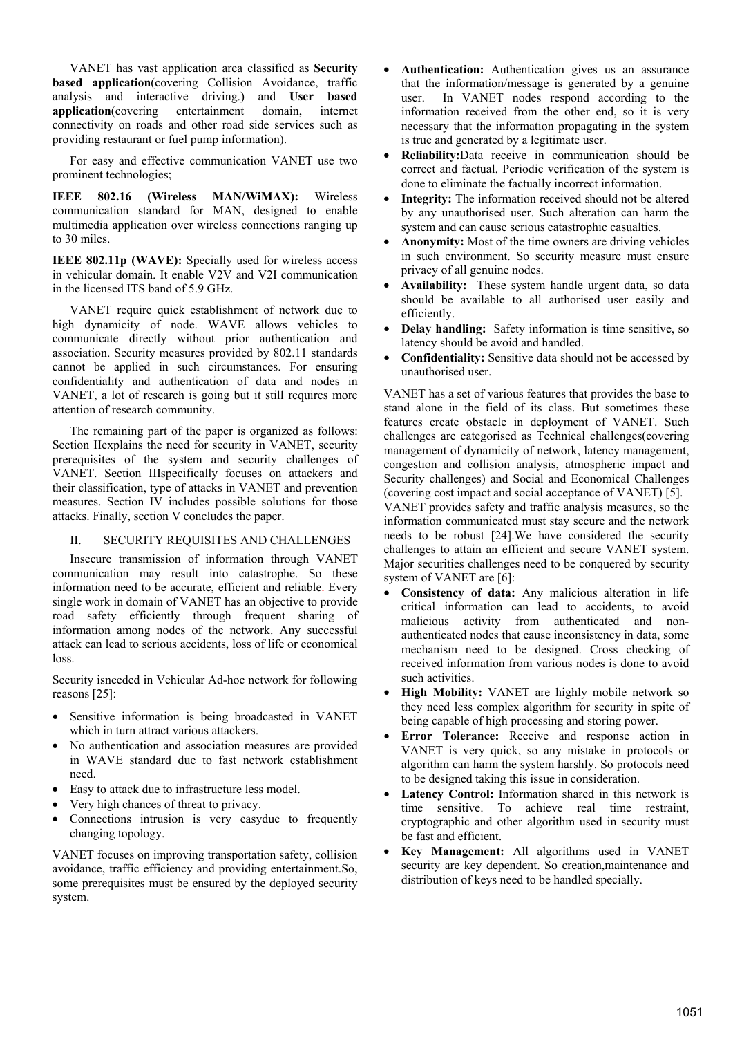VANET has vast application area classified as **Security based application**(covering Collision Avoidance, traffic analysis and interactive driving.) and **User based application**(covering entertainment domain, internet connectivity on roads and other road side services such as providing restaurant or fuel pump information).

For easy and effective communication VANET use two prominent technologies;

**IEEE 802.16 (Wireless MAN/WiMAX):** Wireless communication standard for MAN, designed to enable multimedia application over wireless connections ranging up to 30 miles.

**IEEE 802.11p (WAVE):** Specially used for wireless access in vehicular domain. It enable V2V and V2I communication in the licensed ITS band of 5.9 GHz.

VANET require quick establishment of network due to high dynamicity of node. WAVE allows vehicles to communicate directly without prior authentication and association. Security measures provided by 802.11 standards cannot be applied in such circumstances. For ensuring confidentiality and authentication of data and nodes in VANET, a lot of research is going but it still requires more attention of research community.

The remaining part of the paper is organized as follows: Section IIexplains the need for security in VANET, security prerequisites of the system and security challenges of VANET. Section IIIspecifically focuses on attackers and their classification, type of attacks in VANET and prevention measures. Section IV includes possible solutions for those attacks. Finally, section V concludes the paper.

## II. SECURITY REQUISITES AND CHALLENGES

Insecure transmission of information through VANET communication may result into catastrophe. So these information need to be accurate, efficient and reliable. Every single work in domain of VANET has an objective to provide road safety efficiently through frequent sharing of information among nodes of the network. Any successful attack can lead to serious accidents, loss of life or economical loss.

Security isneeded in Vehicular Ad-hoc network for following reasons [25]:

- Sensitive information is being broadcasted in VANET which in turn attract various attackers.
- No authentication and association measures are provided in WAVE standard due to fast network establishment need.
- Easy to attack due to infrastructure less model.
- Very high chances of threat to privacy.
- Connections intrusion is very easydue to frequently changing topology.

VANET focuses on improving transportation safety, collision avoidance, traffic efficiency and providing entertainment.So, some prerequisites must be ensured by the deployed security system.

- **Authentication:** Authentication gives us an assurance that the information/message is generated by a genuine user. In VANET nodes respond according to the information received from the other end, so it is very necessary that the information propagating in the system is true and generated by a legitimate user.
- **Reliability:**Data receive in communication should be correct and factual. Periodic verification of the system is done to eliminate the factually incorrect information.
- **Integrity:** The information received should not be altered by any unauthorised user. Such alteration can harm the system and can cause serious catastrophic casualties.
- **Anonymity:** Most of the time owners are driving vehicles in such environment. So security measure must ensure privacy of all genuine nodes.
- **Availability:** These system handle urgent data, so data should be available to all authorised user easily and efficiently.
- **Delay handling:** Safety information is time sensitive, so latency should be avoid and handled.
- **Confidentiality:** Sensitive data should not be accessed by unauthorised user.

VANET has a set of various features that provides the base to stand alone in the field of its class. But sometimes these features create obstacle in deployment of VANET. Such challenges are categorised as Technical challenges(covering management of dynamicity of network, latency management, congestion and collision analysis, atmospheric impact and Security challenges) and Social and Economical Challenges (covering cost impact and social acceptance of VANET) [5].

VANET provides safety and traffic analysis measures, so the information communicated must stay secure and the network needs to be robust [24].We have considered the security challenges to attain an efficient and secure VANET system. Major securities challenges need to be conquered by security system of VANET are [6]:

- **Consistency of data:** Any malicious alteration in life critical information can lead to accidents, to avoid malicious activity from authenticated and non-authenticated nodes that cause inconsistency in data, some mechanism need to be designed. Cross checking of received information from various nodes is done to avoid such activities.
- **High Mobility:** VANET are highly mobile network so they need less complex algorithm for security in spite of being capable of high processing and storing power.
- **Error Tolerance:** Receive and response action in VANET is very quick, so any mistake in protocols or algorithm can harm the system harshly. So protocols need to be designed taking this issue in consideration.
- **Latency Control:** Information shared in this network is time sensitive. To achieve real time restraint, cryptographic and other algorithm used in security must be fast and efficient.
- **Key Management:** All algorithms used in VANET security are key dependent. So creation,maintenance and distribution of keys need to be handled specially.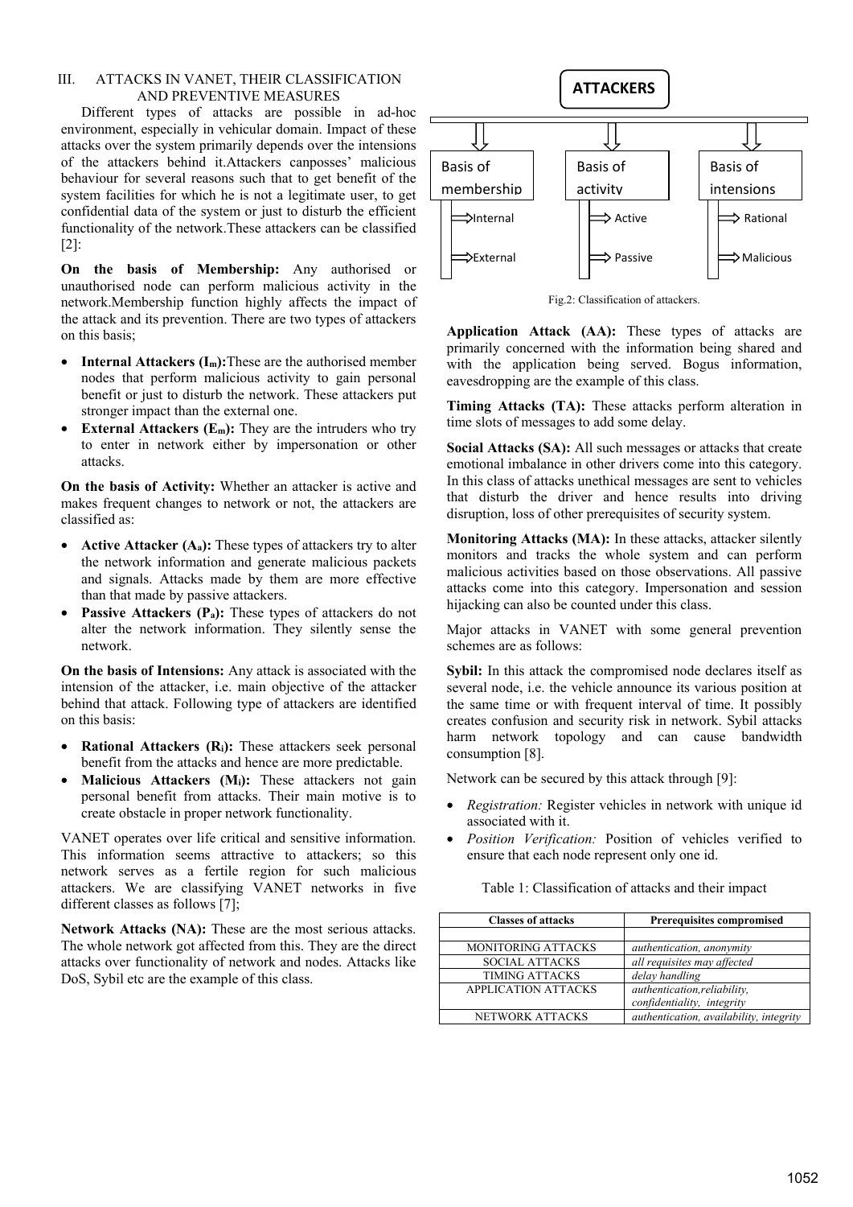## III. ATTACKS IN VANET, THEIR CLASSIFICATION AND PREVENTIVE MEASURES

Different types of attacks are possible in ad-hoc environment, especially in vehicular domain. Impact of these attacks over the system primarily depends over the intensions of the attackers behind it.Attackers canposses' malicious behaviour for several reasons such that to get benefit of the system facilities for which he is not a legitimate user, to get confidential data of the system or just to disturb the efficient functionality of the network.These attackers can be classified [2]:

**On the basis of Membership:** Any authorised or unauthorised node can perform malicious activity in the network.Membership function highly affects the impact of the attack and its prevention. There are two types of attackers on this basis;

- **Internal Attackers ($I_m$):**These are the authorised member nodes that perform malicious activity to gain personal benefit or just to disturb the network. These attackers put stronger impact than the external one.
- **External Attackers ($E_m$):** They are the intruders who try to enter in network either by impersonation or other attacks.

**On the basis of Activity:** Whether an attacker is active and makes frequent changes to network or not, the attackers are classified as:

- **Active Attacker ($A_a$):** These types of attackers try to alter the network information and generate malicious packets and signals. Attacks made by them are more effective than that made by passive attackers.
- **Passive Attackers ($P_a$):** These types of attackers do not alter the network information. They silently sense the network.

**On the basis of Intensions:** Any attack is associated with the intension of the attacker, i.e. main objective of the attacker behind that attack. Following type of attackers are identified on this basis:

- **Rational Attackers ($R_i$):** These attackers seek personal benefit from the attacks and hence are more predictable.
- **Malicious Attackers ($M_i$):** These attackers not gain personal benefit from attacks. Their main motive is to create obstacle in proper network functionality.

VANET operates over life critical and sensitive information. This information seems attractive to attackers; so this network serves as a fertile region for such malicious attackers. We are classifying VANET networks in five different classes as follows [7];

**Network Attacks (NA):** These are the most serious attacks. The whole network got affected from this. They are the direct attacks over functionality of network and nodes. Attacks like DoS, Sybil etc are the example of this class.

ATTACKERS

- Basis of membership
  - Internal
  - External
- Basis of activity
  - Active
  - Passive
- Basis of intensions
  - Rational
  - Malicious

Fig.2: Classification of attackers.

**Application Attack (AA):** These types of attacks are primarily concerned with the information being shared and with the application being served. Bogus information, eavesdropping are the example of this class.

**Timing Attacks (TA):** These attacks perform alteration in time slots of messages to add some delay.

**Social Attacks (SA):** All such messages or attacks that create emotional imbalance in other drivers come into this category. In this class of attacks unethical messages are sent to vehicles that disturb the driver and hence results into driving disruption, loss of other prerequisites of security system.

**Monitoring Attacks (MA):** In these attacks, attacker silently monitors and tracks the whole system and can perform malicious activities based on those observations. All passive attacks come into this category. Impersonation and session hijacking can also be counted under this class.

Major attacks in VANET with some general prevention schemes are as follows:

**Sybil:** In this attack the compromised node declares itself as several node, i.e. the vehicle announce its various position at the same time or with frequent interval of time. It possibly creates confusion and security risk in network. Sybil attacks harm network topology and can cause bandwidth consumption [8].

Network can be secured by this attack through [9]:

- *Registration:* Register vehicles in network with unique id associated with it.
- *Position Verification:* Position of vehicles verified to ensure that each node represent only one id.

Table 1: Classification of attacks and their impact

| Classes of attacks | Prerequisites compromised |
|---|---|
| | |
| MONITORING ATTACKS | *authentication, anonymity* |
| SOCIAL ATTACKS | *all requisites may affected* |
| TIMING ATTACKS | *delay handling* |
| APPLICATION ATTACKS | *authentication,reliability, confidentiality, integrity* |
| NETWORK ATTACKS | *authentication, availability, integrity* |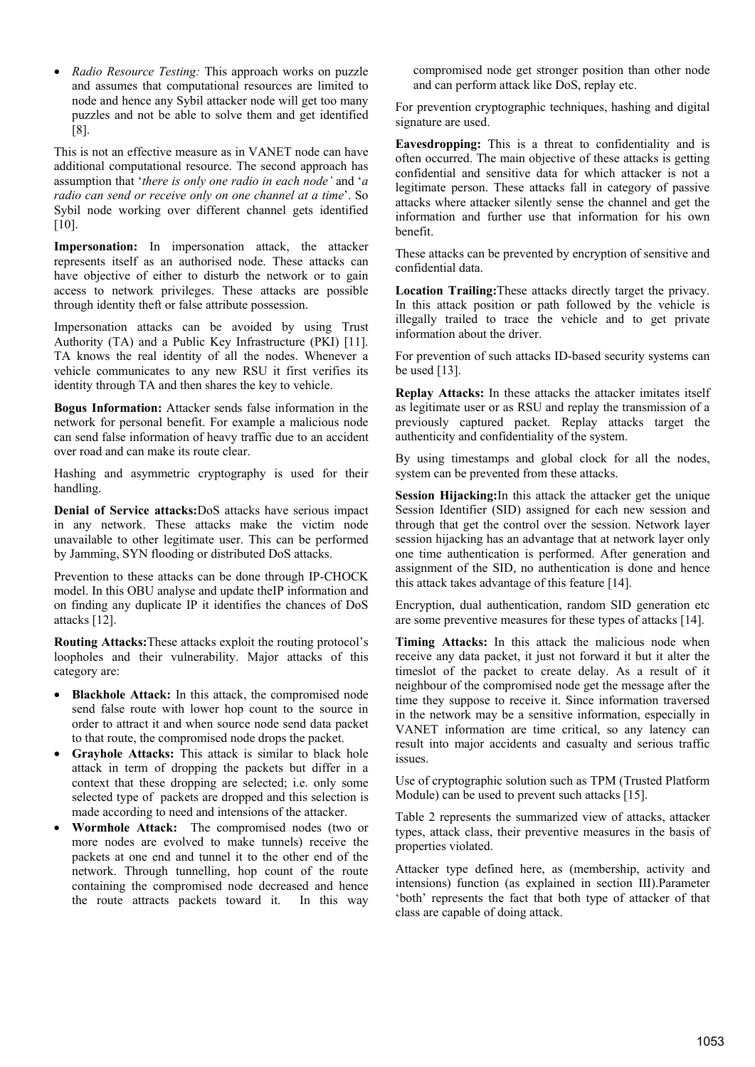- *Radio Resource Testing:* This approach works on puzzle and assumes that computational resources are limited to node and hence any Sybil attacker node will get too many puzzles and not be able to solve them and get identified [8].

This is not an effective measure as in VANET node can have additional computational resource. The second approach has assumption that '*there is only one radio in each node'* and '*a radio can send or receive only on one channel at a time*'. So Sybil node working over different channel gets identified [10].

**Impersonation:** In impersonation attack, the attacker represents itself as an authorised node. These attacks can have objective of either to disturb the network or to gain access to network privileges. These attacks are possible through identity theft or false attribute possession.

Impersonation attacks can be avoided by using Trust Authority (TA) and a Public Key Infrastructure (PKI) [11]. TA knows the real identity of all the nodes. Whenever a vehicle communicates to any new RSU it first verifies its identity through TA and then shares the key to vehicle.

**Bogus Information:** Attacker sends false information in the network for personal benefit. For example a malicious node can send false information of heavy traffic due to an accident over road and can make its route clear.

Hashing and asymmetric cryptography is used for their handling.

**Denial of Service attacks:**DoS attacks have serious impact in any network. These attacks make the victim node unavailable to other legitimate user. This can be performed by Jamming, SYN flooding or distributed DoS attacks.

Prevention to these attacks can be done through IP-CHOCK model. In this OBU analyse and update theIP information and on finding any duplicate IP it identifies the chances of DoS attacks [12].

**Routing Attacks:**These attacks exploit the routing protocol's loopholes and their vulnerability. Major attacks of this category are:

- **Blackhole Attack:** In this attack, the compromised node send false route with lower hop count to the source in order to attract it and when source node send data packet to that route, the compromised node drops the packet.
- **Grayhole Attacks:** This attack is similar to black hole attack in term of dropping the packets but differ in a context that these dropping are selected; i.e. only some selected type of packets are dropped and this selection is made according to need and intensions of the attacker.
- **Wormhole Attack:** The compromised nodes (two or more nodes are evolved to make tunnels) receive the packets at one end and tunnel it to the other end of the network. Through tunnelling, hop count of the route containing the compromised node decreased and hence the route attracts packets toward it. In this way compromised node get stronger position than other node and can perform attack like DoS, replay etc.

For prevention cryptographic techniques, hashing and digital signature are used.

**Eavesdropping:** This is a threat to confidentiality and is often occurred. The main objective of these attacks is getting confidential and sensitive data for which attacker is not a legitimate person. These attacks fall in category of passive attacks where attacker silently sense the channel and get the information and further use that information for his own benefit.

These attacks can be prevented by encryption of sensitive and confidential data.

**Location Trailing:**These attacks directly target the privacy. In this attack position or path followed by the vehicle is illegally trailed to trace the vehicle and to get private information about the driver.

For prevention of such attacks ID-based security systems can be used [13].

**Replay Attacks:** In these attacks the attacker imitates itself as legitimate user or as RSU and replay the transmission of a previously captured packet. Replay attacks target the authenticity and confidentiality of the system.

By using timestamps and global clock for all the nodes, system can be prevented from these attacks.

**Session Hijacking:**In this attack the attacker get the unique Session Identifier (SID) assigned for each new session and through that get the control over the session. Network layer session hijacking has an advantage that at network layer only one time authentication is performed. After generation and assignment of the SID, no authentication is done and hence this attack takes advantage of this feature [14].

Encryption, dual authentication, random SID generation etc are some preventive measures for these types of attacks [14].

**Timing Attacks:** In this attack the malicious node when receive any data packet, it just not forward it but it alter the timeslot of the packet to create delay. As a result of it neighbour of the compromised node get the message after the time they suppose to receive it. Since information traversed in the network may be a sensitive information, especially in VANET information are time critical, so any latency can result into major accidents and casualty and serious traffic issues.

Use of cryptographic solution such as TPM (Trusted Platform Module) can be used to prevent such attacks [15].

Table 2 represents the summarized view of attacks, attacker types, attack class, their preventive measures in the basis of properties violated.

Attacker type defined here, as (membership, activity and intensions) function (as explained in section III).Parameter 'both' represents the fact that both type of attacker of that class are capable of doing attack.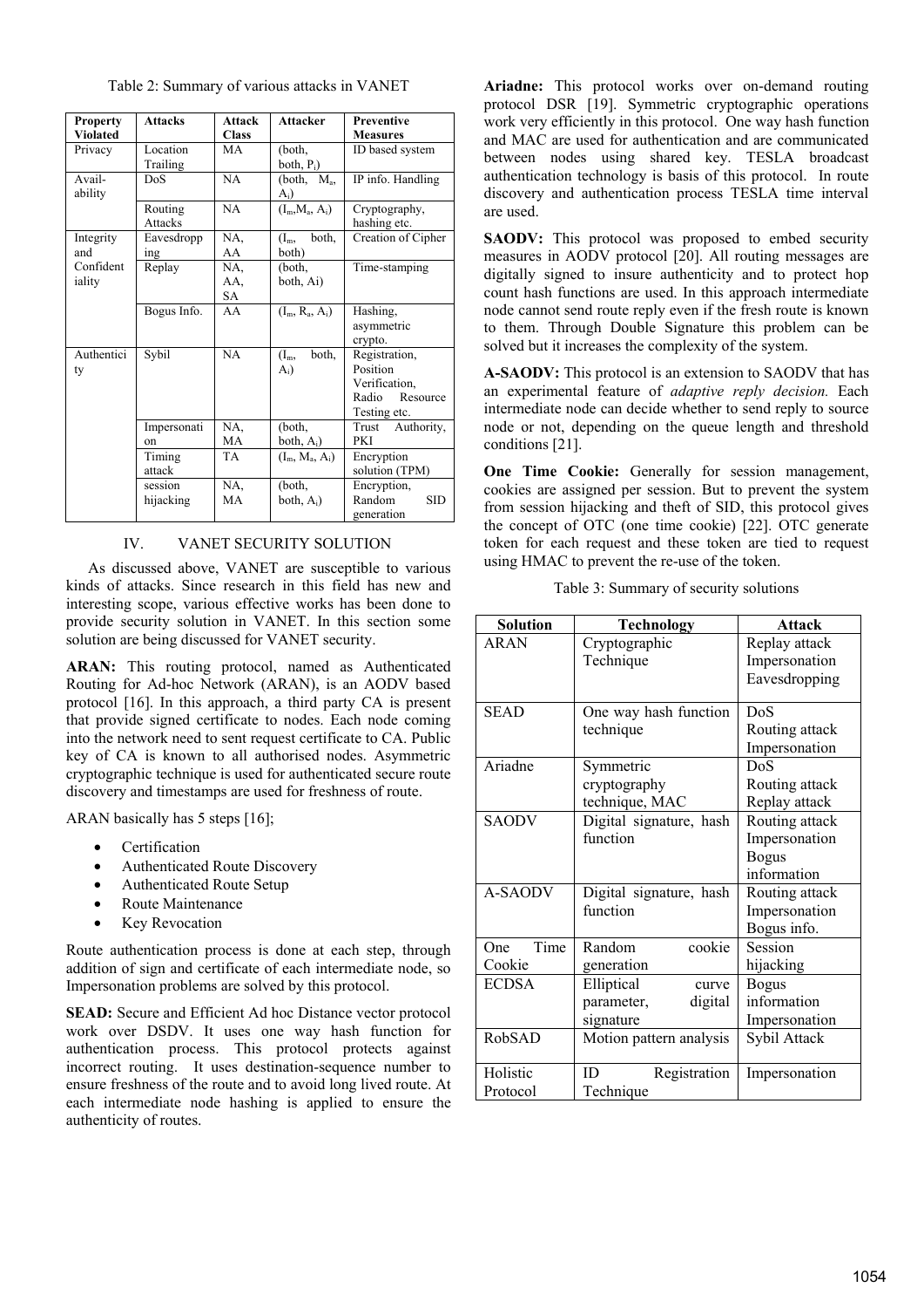Table 2: Summary of various attacks in VANET

| Property Violated | Attacks | Attack Class | Attacker | Preventive Measures |
|---|---|---|---|---|
| Privacy | Location Trailing | MA | (both, both, $P_i$) | ID based system |
| Avail-ability | DoS | NA | (both, $M_a$, $A_i$) | IP info. Handling |
| | Routing Attacks | NA | ($I_m$,$M_a$, $A_i$) | Cryptography, hashing etc. |
| Integrity and Confident iality | Eavesdropping | NA, AA | ($I_m$, both, both) | Creation of Cipher |
| | Replay | NA, AA, SA | (both, both, Ai) | Time-stamping |
| | Bogus Info. | AA | ($I_m$, $R_a$, $A_i$) | Hashing, asymmetric crypto. |
| Authenticity | Sybil | NA | ($I_m$, both, $A_i$) | Registration, Position Verification, Radio Resource Testing etc. |
| | Impersonation | NA, MA | (both, both, $A_i$) | Trust Authority, PKI |
| | Timing attack | TA | ($I_m$, $M_a$, $A_i$) | Encryption solution (TPM) |
| | session hijacking | NA, MA | (both, both, $A_i$) | Encryption, Random SID generation |

## IV. VANET SECURITY SOLUTION

As discussed above, VANET are susceptible to various kinds of attacks. Since research in this field has new and interesting scope, various effective works has been done to provide security solution in VANET. In this section some solution are being discussed for VANET security.

**ARAN:** This routing protocol, named as Authenticated Routing for Ad-hoc Network (ARAN), is an AODV based protocol [16]. In this approach, a third party CA is present that provide signed certificate to nodes. Each node coming into the network need to sent request certificate to CA. Public key of CA is known to all authorised nodes. Asymmetric cryptographic technique is used for authenticated secure route discovery and timestamps are used for freshness of route.

ARAN basically has 5 steps [16];

- Certification
- Authenticated Route Discovery
- Authenticated Route Setup
- Route Maintenance
- Key Revocation

Route authentication process is done at each step, through addition of sign and certificate of each intermediate node, so Impersonation problems are solved by this protocol.

**SEAD:** Secure and Efficient Ad hoc Distance vector protocol work over DSDV. It uses one way hash function for authentication process. This protocol protects against incorrect routing. It uses destination-sequence number to ensure freshness of the route and to avoid long lived route. At each intermediate node hashing is applied to ensure the authenticity of routes.

**Ariadne:** This protocol works over on-demand routing protocol DSR [19]. Symmetric cryptographic operations work very efficiently in this protocol. One way hash function and MAC are used for authentication and are communicated between nodes using shared key. TESLA broadcast authentication technology is basis of this protocol. In route discovery and authentication process TESLA time interval are used.

**SAODV:** This protocol was proposed to embed security measures in AODV protocol [20]. All routing messages are digitally signed to insure authenticity and to protect hop count hash functions are used. In this approach intermediate node cannot send route reply even if the fresh route is known to them. Through Double Signature this problem can be solved but it increases the complexity of the system.

**A-SAODV:** This protocol is an extension to SAODV that has an experimental feature of *adaptive reply decision.* Each intermediate node can decide whether to send reply to source node or not, depending on the queue length and threshold conditions [21].

**One Time Cookie:** Generally for session management, cookies are assigned per session. But to prevent the system from session hijacking and theft of SID, this protocol gives the concept of OTC (one time cookie) [22]. OTC generate token for each request and these token are tied to request using HMAC to prevent the re-use of the token.

Table 3: Summary of security solutions

| Solution | Technology | Attack |
|---|---|---|
| ARAN | Cryptographic Technique | Replay attack Impersonation Eavesdropping |
| SEAD | One way hash function technique | DoS Routing attack Impersonation |
| Ariadne | Symmetric cryptography technique, MAC | DoS Routing attack Replay attack |
| SAODV | Digital signature, hash function | Routing attack Impersonation Bogus information |
| A-SAODV | Digital signature, hash function | Routing attack Impersonation Bogus info. |
| One Time Cookie | Random cookie generation | Session hijacking |
| ECDSA | Elliptical curve parameter, digital signature | Bogus information Impersonation |
| RobSAD | Motion pattern analysis | Sybil Attack |
| Holistic Protocol | ID Registration Technique | Impersonation |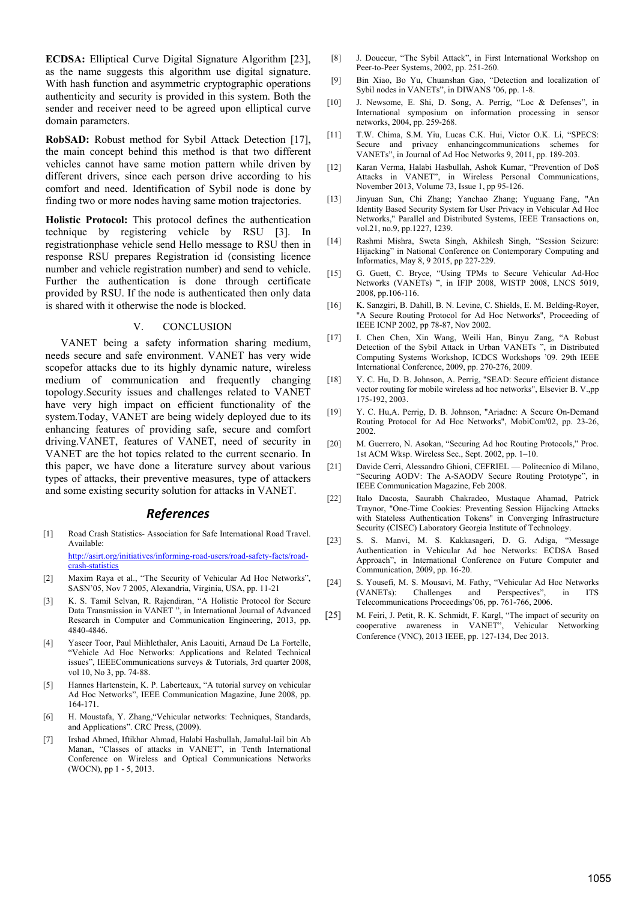**ECDSA:** Elliptical Curve Digital Signature Algorithm [23], as the name suggests this algorithm use digital signature. With hash function and asymmetric cryptographic operations authenticity and security is provided in this system. Both the sender and receiver need to be agreed upon elliptical curve domain parameters.

**RobSAD:** Robust method for Sybil Attack Detection [17], the main concept behind this method is that two different vehicles cannot have same motion pattern while driven by different drivers, since each person drive according to his comfort and need. Identification of Sybil node is done by finding two or more nodes having same motion trajectories.

**Holistic Protocol:** This protocol defines the authentication technique by registering vehicle by RSU [3]. In registrationphase vehicle send Hello message to RSU then in response RSU prepares Registration id (consisting licence number and vehicle registration number) and send to vehicle. Further the authentication is done through certificate provided by RSU. If the node is authenticated then only data is shared with it otherwise the node is blocked.

## V. CONCLUSION

VANET being a safety information sharing medium, needs secure and safe environment. VANET has very wide scopefor attacks due to its highly dynamic nature, wireless medium of communication and frequently changing topology.Security issues and challenges related to VANET have very high impact on efficient functionality of the system.Today, VANET are being widely deployed due to its enhancing features of providing safe, secure and comfort driving.VANET, features of VANET, need of security in VANET are the hot topics related to the current scenario. In this paper, we have done a literature survey about various types of attacks, their preventive measures, type of attackers and some existing security solution for attacks in VANET.

## References

[1] Road Crash Statistics- Association for Safe International Road Travel. Available: http://asirt.org/initiatives/informing-road-users/road-safety-facts/road-crash-statistics

[2] Maxim Raya et al., "The Security of Vehicular Ad Hoc Networks", SASN'05, Nov 7 2005, Alexandria, Virginia, USA, pp. 11-21

[3] K. S. Tamil Selvan, R. Rajendiran, "A Holistic Protocol for Secure Data Transmission in VANET ", in International Journal of Advanced Research in Computer and Communication Engineering, 2013, pp. 4840-4846.

[4] Yaseer Toor, Paul Miihlethaler, Anis Laouiti, Arnaud De La Fortelle, "Vehicle Ad Hoc Networks: Applications and Related Technical issues", IEEECommunications surveys & Tutorials, 3rd quarter 2008, vol 10, No 3, pp. 74-88.

[5] Hannes Hartenstein, K. P. Laberteaux, "A tutorial survey on vehicular Ad Hoc Networks", IEEE Communication Magazine, June 2008, pp. 164-171.

[6] H. Moustafa, Y. Zhang,"Vehicular networks: Techniques, Standards, and Applications". CRC Press, (2009).

[7] Irshad Ahmed, Iftikhar Ahmad, Halabi Hasbullah, Jamalul-lail bin Ab Manan, "Classes of attacks in VANET", in Tenth International Conference on Wireless and Optical Communications Networks (WOCN), pp 1 - 5, 2013.

[8] J. Douceur, "The Sybil Attack", in First International Workshop on Peer-to-Peer Systems, 2002, pp. 251-260.

[9] Bin Xiao, Bo Yu, Chuanshan Gao, "Detection and localization of Sybil nodes in VANETs", in DIWANS '06, pp. 1-8.

[10] J. Newsome, E. Shi, D. Song, A. Perrig, "Loc & Defenses", in International symposium on information processing in sensor networks, 2004, pp. 259-268.

[11] T.W. Chima, S.M. Yiu, Lucas C.K. Hui, Victor O.K. Li, "SPECS: Secure and privacy enhancingcommunications schemes for VANETs", in Journal of Ad Hoc Networks 9, 2011, pp. 189-203.

[12] Karan Verma, Halabi Hasbullah, Ashok Kumar, "Prevention of DoS Attacks in VANET", in Wireless Personal Communications, November 2013, Volume 73, Issue 1, pp 95-126.

[13] Jinyuan Sun, Chi Zhang; Yanchao Zhang; Yuguang Fang, "An Identity Based Security System for User Privacy in Vehicular Ad Hoc Networks," Parallel and Distributed Systems, IEEE Transactions on, vol.21, no.9, pp.1227, 1239.

[14] Rashmi Mishra, Sweta Singh, Akhilesh Singh, "Session Seizure: Hijacking" in National Conference on Contemporary Computing and Informatics, May 8, 9 2015, pp 227-229.

[15] G. Guett, C. Bryce, "Using TPMs to Secure Vehicular Ad-Hoc Networks (VANETs) ", in IFIP 2008, WISTP 2008, LNCS 5019, 2008, pp.106-116.

[16] K. Sanzgiri, B. Dahill, B. N. Levine, C. Shields, E. M. Belding-Royer, "A Secure Routing Protocol for Ad Hoc Networks", Proceeding of IEEE ICNP 2002, pp 78-87, Nov 2002.

[17] I. Chen Chen, Xin Wang, Weili Han, Binyu Zang, "A Robust Detection of the Sybil Attack in Urban VANETs ", in Distributed Computing Systems Workshop, ICDCS Workshops '09. 29th IEEE International Conference, 2009, pp. 270-276, 2009.

[18] Y. C. Hu, D. B. Johnson, A. Perrig, "SEAD: Secure efficient distance vector routing for mobile wireless ad hoc networks", Elsevier B. V.,pp 175-192, 2003.

[19] Y. C. Hu,A. Perrig, D. B. Johnson, "Ariadne: A Secure On-Demand Routing Protocol for Ad Hoc Networks", MobiCom'02, pp. 23-26, 2002.

[20] M. Guerrero, N. Asokan, "Securing Ad hoc Routing Protocols," Proc. 1st ACM Wksp. Wireless Sec., Sept. 2002, pp. 1–10.

[21] Davide Cerri, Alessandro Ghioni, CEFRIEL — Politecnico di Milano, "Securing AODV: The A-SAODV Secure Routing Prototype", in IEEE Communication Magazine, Feb 2008.

[22] Italo Dacosta, Saurabh Chakradeo, Mustaque Ahamad, Patrick Traynor, "One-Time Cookies: Preventing Session Hijacking Attacks with Stateless Authentication Tokens" in Converging Infrastructure Security (CISEC) Laboratory Georgia Institute of Technology.

[23] S. S. Manvi, M. S. Kakkasageri, D. G. Adiga, "Message Authentication in Vehicular Ad hoc Networks: ECDSA Based Approach", in International Conference on Future Computer and Communication, 2009, pp. 16-20.

[24] S. Yousefi, M. S. Mousavi, M. Fathy, "Vehicular Ad Hoc Networks (VANETs): Challenges and Perspectives", in ITS Telecommunications Proceedings'06, pp. 761-766, 2006.

[25] M. Feiri, J. Petit, R. K. Schmidt, F. Kargl, "The impact of security on cooperative awareness in VANET", Vehicular Networking Conference (VNC), 2013 IEEE, pp. 127-134, Dec 2013.